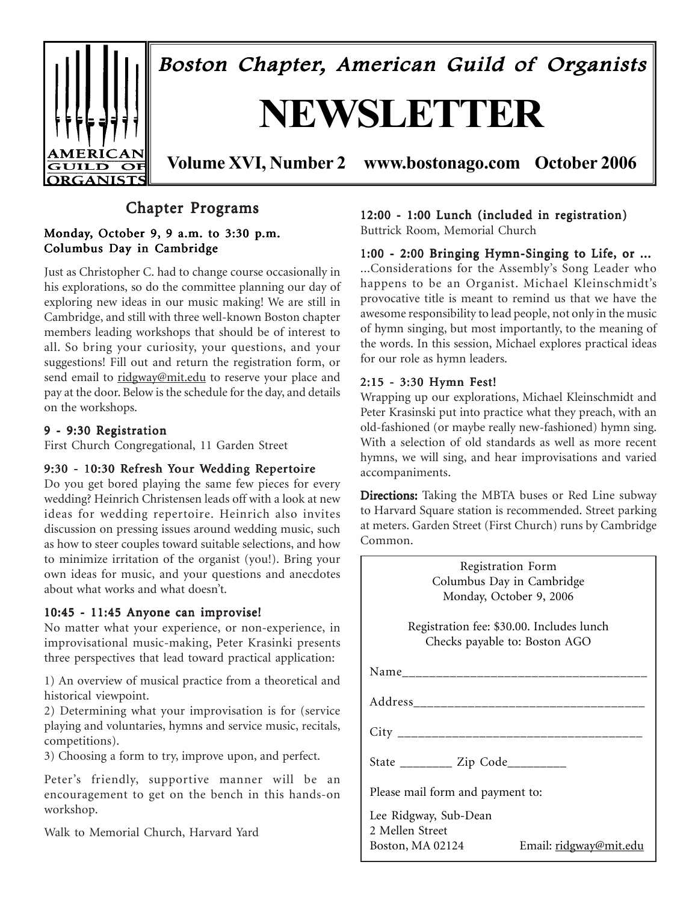# Boston Chapter, American Guild of Organists

# NEWSLETTER

**Volume XVI, Number 2 www.bostonago.com October 2006**

## Chapter Programs

### Monday, October 9, 9 a.m. to 3:30 p.m.
### Columbus Day in Cambridge

Just as Christopher C. had to change course occasionally in his explorations, so do the committee planning our day of exploring new ideas in our music making! We are still in Cambridge, and still with three well-known Boston chapter members leading workshops that should be of interest to all. So bring your curiosity, your questions, and your suggestions! Fill out and return the registration form, or send email to ridgway@mit.edu to reserve your place and pay at the door. Below is the schedule for the day, and details on the workshops.

**9 - 9:30 Registration**
First Church Congregational, 11 Garden Street

**9:30 - 10:30 Refresh Your Wedding Repertoire**
Do you get bored playing the same few pieces for every wedding? Heinrich Christensen leads off with a look at new ideas for wedding repertoire. Heinrich also invites discussion on pressing issues around wedding music, such as how to steer couples toward suitable selections, and how to minimize irritation of the organist (you!). Bring your own ideas for music, and your questions and anecdotes about what works and what doesn't.

**10:45 - 11:45 Anyone can improvise!**
No matter what your experience, or non-experience, in improvisational music-making, Peter Krasinki presents three perspectives that lead toward practical application:

1) An overview of musical practice from a theoretical and historical viewpoint.
2) Determining what your improvisation is for (service playing and voluntaries, hymns and service music, recitals, competitions).
3) Choosing a form to try, improve upon, and perfect.

Peter's friendly, supportive manner will be an encouragement to get on the bench in this hands-on workshop.

Walk to Memorial Church, Harvard Yard

**12:00 - 1:00 Lunch (included in registration)**
Buttrick Room, Memorial Church

**1:00 - 2:00 Bringing Hymn-Singing to Life, or ...**
...Considerations for the Assembly's Song Leader who happens to be an Organist. Michael Kleinschmidt's provocative title is meant to remind us that we have the awesome responsibility to lead people, not only in the music of hymn singing, but most importantly, to the meaning of the words. In this session, Michael explores practical ideas for our role as hymn leaders.

**2:15 - 3:30 Hymn Fest!**
Wrapping up our explorations, Michael Kleinschmidt and Peter Krasinski put into practice what they preach, with an old-fashioned (or maybe really new-fashioned) hymn sing. With a selection of old standards as well as more recent hymns, we will sing, and hear improvisations and varied accompaniments.

**Directions:** Taking the MBTA buses or Red Line subway to Harvard Square station is recommended. Street parking at meters. Garden Street (First Church) runs by Cambridge Common.

---

Registration Form
Columbus Day in Cambridge
Monday, October 9, 2006

Registration fee: $30.00. Includes lunch
Checks payable to: Boston AGO

Name____________________________________

Address__________________________________

City ____________________________________

State ________ Zip Code_________

Please mail form and payment to:

Lee Ridgway, Sub-Dean
2 Mellen Street
Boston, MA 02124 Email: ridgway@mit.edu

---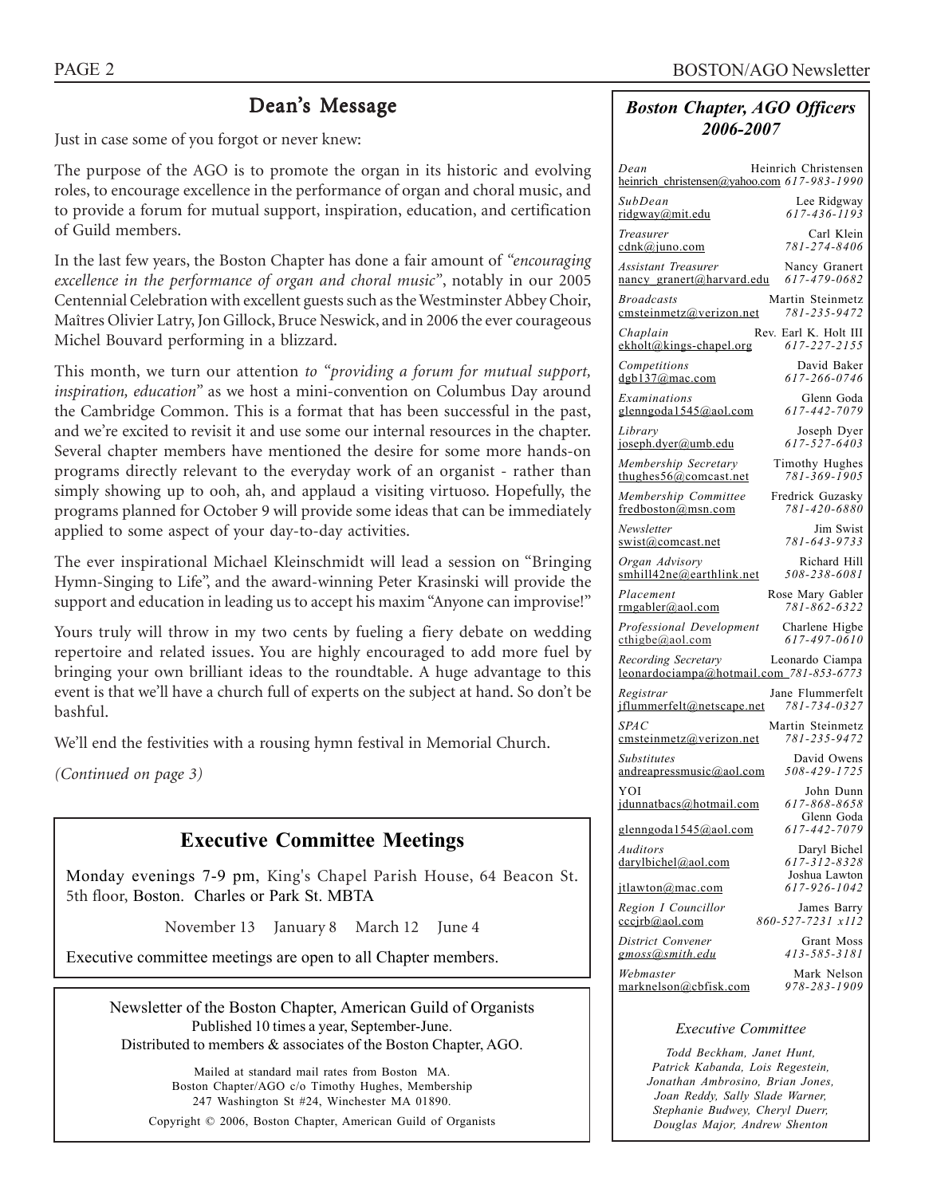## Dean's Message

Just in case some of you forgot or never knew:

The purpose of the AGO is to promote the organ in its historic and evolving roles, to encourage excellence in the performance of organ and choral music, and to provide a forum for mutual support, inspiration, education, and certification of Guild members.

In the last few years, the Boston Chapter has done a fair amount of *"encouraging excellence in the performance of organ and choral music"*, notably in our 2005 Centennial Celebration with excellent guests such as the Westminster Abbey Choir, Maîtres Olivier Latry, Jon Gillock, Bruce Neswick, and in 2006 the ever courageous Michel Bouvard performing in a blizzard.

This month, we turn our attention *to "providing a forum for mutual support, inspiration, education"* as we host a mini-convention on Columbus Day around the Cambridge Common. This is a format that has been successful in the past, and we're excited to revisit it and use some our internal resources in the chapter. Several chapter members have mentioned the desire for some more hands-on programs directly relevant to the everyday work of an organist - rather than simply showing up to ooh, ah, and applaud a visiting virtuoso. Hopefully, the programs planned for October 9 will provide some ideas that can be immediately applied to some aspect of your day-to-day activities.

The ever inspirational Michael Kleinschmidt will lead a session on "Bringing Hymn-Singing to Life", and the award-winning Peter Krasinski will provide the support and education in leading us to accept his maxim "Anyone can improvise!"

Yours truly will throw in my two cents by fueling a fiery debate on wedding repertoire and related issues. You are highly encouraged to add more fuel by bringing your own brilliant ideas to the roundtable. A huge advantage to this event is that we'll have a church full of experts on the subject at hand. So don't be bashful.

We'll end the festivities with a rousing hymn festival in Memorial Church.

*(Continued on page 3)*

## Executive Committee Meetings

Monday evenings 7-9 pm, King's Chapel Parish House, 64 Beacon St. 5th floor, Boston. Charles or Park St. MBTA

November 13 January 8 March 12 June 4

Executive committee meetings are open to all Chapter members.

Newsletter of the Boston Chapter, American Guild of Organists
Published 10 times a year, September-June.
Distributed to members & associates of the Boston Chapter, AGO.

Mailed at standard mail rates from Boston MA.
Boston Chapter/AGO c/o Timothy Hughes, Membership
247 Washington St #24, Winchester MA 01890.

Copyright © 2006, Boston Chapter, American Guild of Organists

## *Boston Chapter, AGO Officers 2006-2007*

| Position | Name | Email | Phone |
|---|---|---|---|
| *Dean* | Heinrich Christensen | heinrich_christensen@yahoo.com | *617-983-1990* |
| *SubDean* | Lee Ridgway | ridgway@mit.edu | *617-436-1193* |
| *Treasurer* | Carl Klein | cdnk@juno.com | *781-274-8406* |
| *Assistant Treasurer* | Nancy Granert | nancy_granert@harvard.edu | *617-479-0682* |
| *Broadcasts* | Martin Steinmetz | cmsteinmetz@verizon.net | *781-235-9472* |
| *Chaplain* | Rev. Earl K. Holt III | ekholt@kings-chapel.org | *617-227-2155* |
| *Competitions* | David Baker | dgb137@mac.com | *617-266-0746* |
| *Examinations* | Glenn Goda | glenngoda1545@aol.com | *617-442-7079* |
| *Library* | Joseph Dyer | joseph.dyer@umb.edu | *617-527-6403* |
| *Membership Secretary* | Timothy Hughes | thughes56@comcast.net | *781-369-1905* |
| *Membership Committee* | Fredrick Guzasky | fredboston@msn.com | *781-420-6880* |
| *Newsletter* | Jim Swist | swist@comcast.net | *781-643-9733* |
| *Organ Advisory* | Richard Hill | smhill42ne@earthlink.net | *508-238-6081* |
| *Placement* | Rose Mary Gabler | rmgabler@aol.com | *781-862-6322* |
| *Professional Development* | Charlene Higbe | cthigbe@aol.com | *617-497-0610* |
| *Recording Secretary* | Leonardo Ciampa | leonardociampa@hotmail.com | *781-853-6773* |
| *Registrar* | Jane Flummerfelt | jflummerfelt@netscape.net | *781-734-0327* |
| *SPAC* | Martin Steinmetz | cmsteinmetz@verizon.net | *781-235-9472* |
| *Substitutes* | David Owens | andreapressmusic@aol.com | *508-429-1725* |
| YOI | John Dunn | jdunnatbacs@hotmail.com | *617-868-8658* |
| | Glenn Goda | glenngoda1545@aol.com | *617-442-7079* |
| *Auditors* | Daryl Bichel | darylbichel@aol.com | *617-312-8328* |
| | Joshua Lawton | jtlawton@mac.com | *617-926-1042* |
| *Region I Councillor* | James Barry | cccjrb@aol.com | *860-527-7231 x112* |
| *District Convener* | Grant Moss | *gmoss@smith.edu* | *413-585-3181* |
| *Webmaster* | Mark Nelson | marknelson@cbfisk.com | *978-283-1909* |

### *Executive Committee*

*Todd Beckham, Janet Hunt, Patrick Kabanda, Lois Regestein, Jonathan Ambrosino, Brian Jones, Joan Reddy, Sally Slade Warner, Stephanie Budwey, Cheryl Duerr, Douglas Major, Andrew Shenton*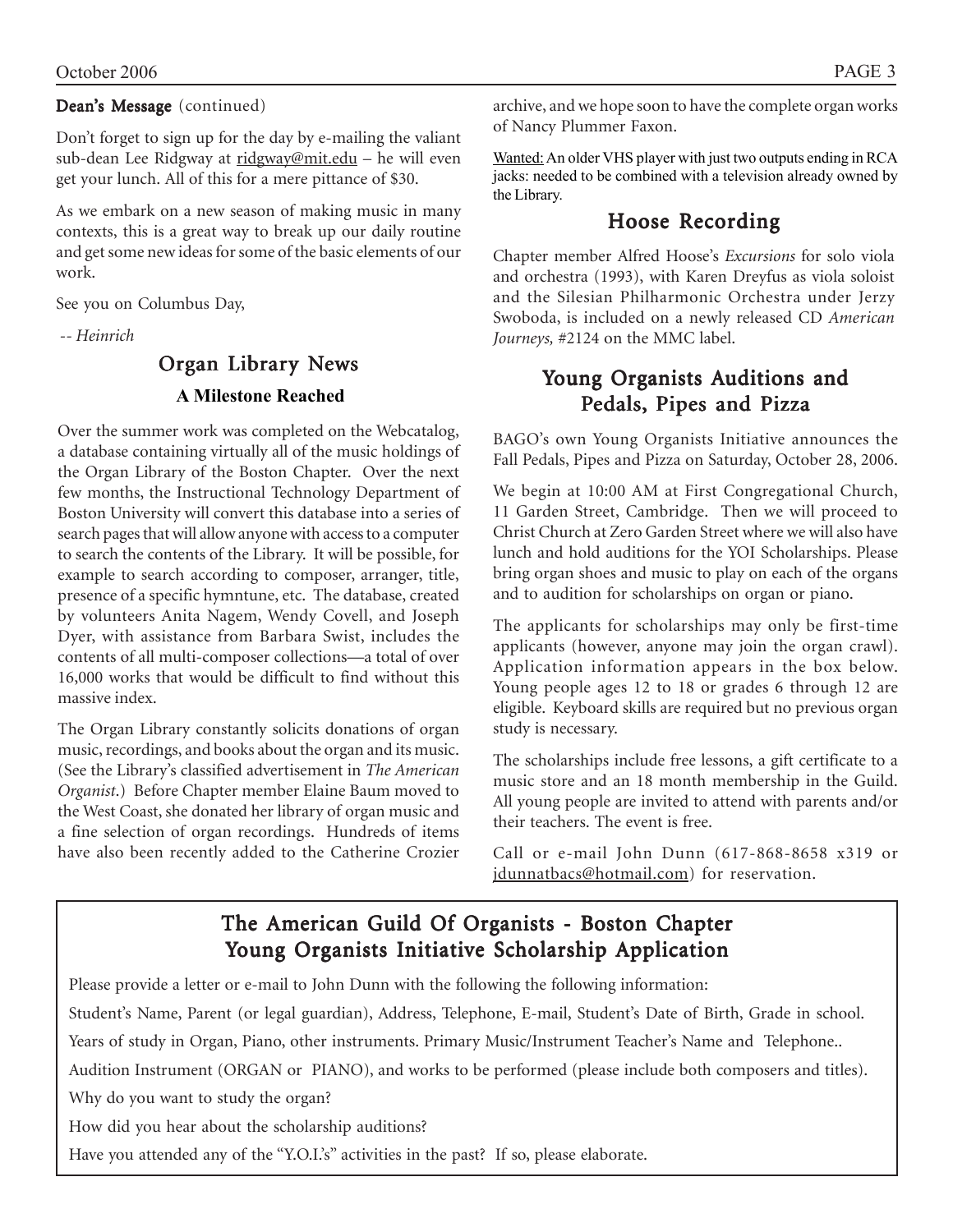**Dean's Message** (continued)

Don't forget to sign up for the day by e-mailing the valiant sub-dean Lee Ridgway at ridgway@mit.edu – he will even get your lunch. All of this for a mere pittance of $30.

As we embark on a new season of making music in many contexts, this is a great way to break up our daily routine and get some new ideas for some of the basic elements of our work.

See you on Columbus Day,

*-- Heinrich*

## Organ Library News

### A Milestone Reached

Over the summer work was completed on the Webcatalog, a database containing virtually all of the music holdings of the Organ Library of the Boston Chapter. Over the next few months, the Instructional Technology Department of Boston University will convert this database into a series of search pages that will allow anyone with access to a computer to search the contents of the Library. It will be possible, for example to search according to composer, arranger, title, presence of a specific hymntune, etc. The database, created by volunteers Anita Nagem, Wendy Covell, and Joseph Dyer, with assistance from Barbara Swist, includes the contents of all multi-composer collections—a total of over 16,000 works that would be difficult to find without this massive index.

The Organ Library constantly solicits donations of organ music, recordings, and books about the organ and its music. (See the Library's classified advertisement in *The American Organist.*) Before Chapter member Elaine Baum moved to the West Coast, she donated her library of organ music and a fine selection of organ recordings. Hundreds of items have also been recently added to the Catherine Crozier archive, and we hope soon to have the complete organ works of Nancy Plummer Faxon.

Wanted: An older VHS player with just two outputs ending in RCA jacks: needed to be combined with a television already owned by the Library.

## Hoose Recording

Chapter member Alfred Hoose's *Excursions* for solo viola and orchestra (1993), with Karen Dreyfus as viola soloist and the Silesian Philharmonic Orchestra under Jerzy Swoboda, is included on a newly released CD *American Journeys,* #2124 on the MMC label.

## Young Organists Auditions and Pedals, Pipes and Pizza

BAGO's own Young Organists Initiative announces the Fall Pedals, Pipes and Pizza on Saturday, October 28, 2006.

We begin at 10:00 AM at First Congregational Church, 11 Garden Street, Cambridge. Then we will proceed to Christ Church at Zero Garden Street where we will also have lunch and hold auditions for the YOI Scholarships. Please bring organ shoes and music to play on each of the organs and to audition for scholarships on organ or piano.

The applicants for scholarships may only be first-time applicants (however, anyone may join the organ crawl). Application information appears in the box below. Young people ages 12 to 18 or grades 6 through 12 are eligible. Keyboard skills are required but no previous organ study is necessary.

The scholarships include free lessons, a gift certificate to a music store and an 18 month membership in the Guild. All young people are invited to attend with parents and/or their teachers. The event is free.

Call or e-mail John Dunn (617-868-8658 x319 or jdunnatbacs@hotmail.com) for reservation.

## The American Guild Of Organists - Boston Chapter Young Organists Initiative Scholarship Application

Please provide a letter or e-mail to John Dunn with the following the following information:

Student's Name, Parent (or legal guardian), Address, Telephone, E-mail, Student's Date of Birth, Grade in school.

Years of study in Organ, Piano, other instruments. Primary Music/Instrument Teacher's Name and Telephone..

Audition Instrument (ORGAN or PIANO), and works to be performed (please include both composers and titles).

Why do you want to study the organ?

How did you hear about the scholarship auditions?

Have you attended any of the "Y.O.I.'s" activities in the past? If so, please elaborate.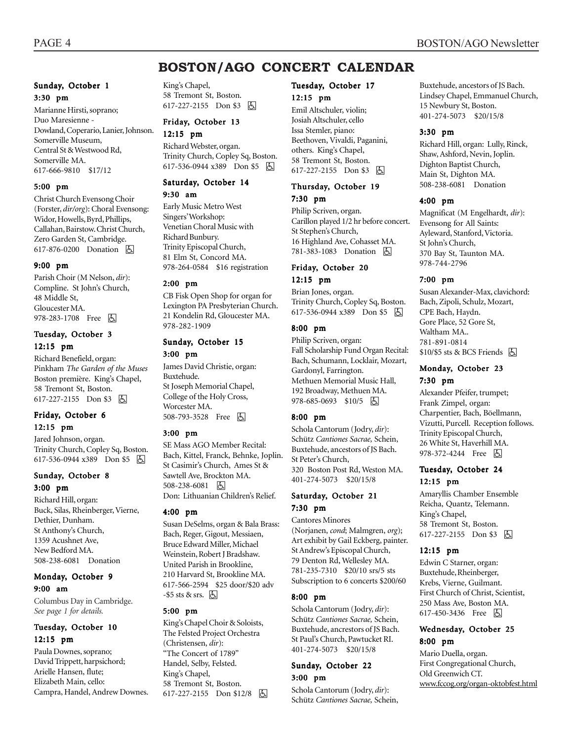# BOSTON/AGO CONCERT CALENDAR

### Sunday, October 1

**3:30 pm**

Marianne Hirsti, soprano; Duo Maresienne - Dowland, Coperario, Lanier, Johnson. Somerville Museum, Central St & Westwood Rd, Somerville MA. 617-666-9810 $17/12

**5:00 pm**

Christ Church Evensong Choir (Forster, *dir/org*): Choral Evensong: Widor, Howells, Byrd, Phillips, Callahan, Bairstow. Christ Church, Zero Garden St, Cambridge. 617-876-0200 Donation ♿

**9:00 pm**

Parish Choir (M Nelson, *dir*): Compline. St John's Church, 48 Middle St, Gloucester MA. 978-283-1708 Free ♿

### Tuesday, October 3

**12:15 pm**

Richard Benefield, organ: Pinkham *The Garden of the Muses* Boston première. King's Chapel, 58 Tremont St, Boston. 617-227-2155 Don $3 ♿

### Friday, October 6

**12:15 pm**

Jared Johnson, organ. Trinity Church, Copley Sq, Boston. 617-536-0944 x389 Don $5 ♿

### Sunday, October 8

**3:00 pm**

Richard Hill, organ: Buck, Silas, Rheinberger, Vierne, Dethier, Dunham. St Anthony's Church, 1359 Acushnet Ave, New Bedford MA. 508-238-6081 Donation

### Monday, October 9

**9:00 am**

Columbus Day in Cambridge. *See page 1 for details.*

### Tuesday, October 10

**12:15 pm**

Paula Downes, soprano; David Trippett, harpsichord; Arielle Hansen, flute; Elizabeth Main, cello: Campra, Handel, Andrew Downes. King's Chapel, 58 Tremont St, Boston. 617-227-2155 Don $3 ♿

### Friday, October 13

**12:15 pm**

Richard Webster, organ. Trinity Church, Copley Sq, Boston. 617-536-0944 x389 Don $5 ♿

### Saturday, October 14

**9:30 am**

Early Music Metro West Singers' Workshop: Venetian Choral Music with Richard Bunbury. Trinity Episcopal Church, 81 Elm St, Concord MA. 978-264-0584 $16 registration

**2:00 pm**

CB Fisk Open Shop for organ for Lexington PA Presbyterian Church. 21 Kondelin Rd, Gloucester MA. 978-282-1909

### Sunday, October 15

**3:00 pm**

James David Christie, organ: Buxtehude. St Joseph Memorial Chapel, College of the Holy Cross, Worcester MA. 508-793-3528 Free ♿

**3:00 pm**

SE Mass AGO Member Recital: Bach, Kittel, Franck, Behnke, Joplin. St Casimir's Church, Ames St & Sawtell Ave, Brockton MA. 508-238-6081 ♿ Don: Lithuanian Children's Relief.

**4:00 pm**

Susan DeSelms, organ & Bala Brass: Bach, Reger, Gigout, Messiaen, Bruce Edward Miller, Michael Weinstein, Robert J Bradshaw. United Parish in Brookline, 210 Harvard St, Brookline MA. 617-566-2594 $25 door/$20 adv -$5 sts & srs. ♿

**5:00 pm**

King's Chapel Choir & Soloists, The Felsted Project Orchestra (Christensen, *dir*): "The Concert of 1789" Handel, Selby, Felsted. King's Chapel, 58 Tremont St, Boston. 617-227-2155 Don $12/8 ♿

### Tuesday, October 17

**12:15 pm**

Emil Altschuler, violin; Josiah Altschuler, cello Issa Stemler, piano: Beethoven, Vivaldi, Paganini, others. King's Chapel, 58 Tremont St, Boston. 617-227-2155 Don $3 ♿

### Thursday, October 19

**7:30 pm**

Philip Scriven, organ. Carillon played 1/2 hr before concert. St Stephen's Church, 16 Highland Ave, Cohasset MA. 781-383-1083 Donation ♿

### Friday, October 20

**12:15 pm**

Brian Jones, organ. Trinity Church, Copley Sq, Boston. 617-536-0944 x389 Don $5 ♿

**8:00 pm**

Philip Scriven, organ: Fall Scholarship Fund Organ Recital: Bach, Schumann, Locklair, Mozart, Gardonyl, Farrington. Methuen Memorial Music Hall, 192 Broadway, Methuen MA. 978-685-0693 $10/5 ♿

**8:00 pm**

Schola Cantorum (Jodry, *dir*): Schütz *Cantiones Sacrae,* Schein, Buxtehude, ancestors of JS Bach. St Peter's Church, 320 Boston Post Rd, Weston MA. 401-274-5073 $20/15/8

### Saturday, October 21

**7:30 pm**

Cantores Minores (Norjanen, *cond*; Malmgren, *org*); Art exhibit by Gail Eckberg, painter. St Andrew's Episcopal Church, 79 Denton Rd, Wellesley MA. 781-235-7310 $20/10 srs/5 sts Subscription to 6 concerts $200/60

**8:00 pm**

Schola Cantorum (Jodry, *dir*): Schütz *Cantiones Sacrae,* Schein, Buxtehude, ancrestors of JS Bach. St Paul's Church, Pawtucket RI. 401-274-5073 $20/15/8

### Sunday, October 22

**3:00 pm**

Schola Cantorum (Jodry, *dir*): Schütz *Cantiones Sacrae,* Schein, Buxtehude, ancestors of JS Bach. Lindsey Chapel, Emmanuel Church, 15 Newbury St, Boston. 401-274-5073 $20/15/8

**3:30 pm**

Richard Hill, organ: Lully, Rinck, Shaw, Ashford, Nevin, Joplin. Dighton Baptist Church, Main St, Dighton MA. 508-238-6081 Donation

**4:00 pm**

Magnificat (M Engelhardt, *dir*): Evensong for All Saints: Ayleward, Stanford, Victoria. St John's Church, 370 Bay St, Taunton MA. 978-744-2796

**7:00 pm**

Susan Alexander-Max, clavichord: Bach, Zipoli, Schulz, Mozart, CPE Bach, Haydn. Gore Place, 52 Gore St, Waltham MA.. 781-891-0814 $10/$5 sts & BCS Friends ♿

### Monday, October 23

**7:30 pm**

Alexander Pfeifer, trumpet; Frank Zimpel, organ: Charpentier, Bach, Böellmann, Vizutti, Purcell. Reception follows. Trinity Episcopal Church, 26 White St, Haverhill MA. 978-372-4244 Free ♿

### Tuesday, October 24

**12:15 pm**

Amaryllis Chamber Ensemble Reicha, Quantz, Telemann. King's Chapel, 58 Tremont St, Boston. 617-227-2155 Don $3 ♿

**12:15 pm**

Edwin C Starner, organ: Buxtehude, Rheinberger, Krebs, Vierne, Guilmant. First Church of Christ, Scientist, 250 Mass Ave, Boston MA. 617-450-3436 Free ♿

### Wednesday, October 25

**8:00 pm**

Mario Duella, organ. First Congregational Church, Old Greenwich CT. www.fccog.org/organ-oktobfest.html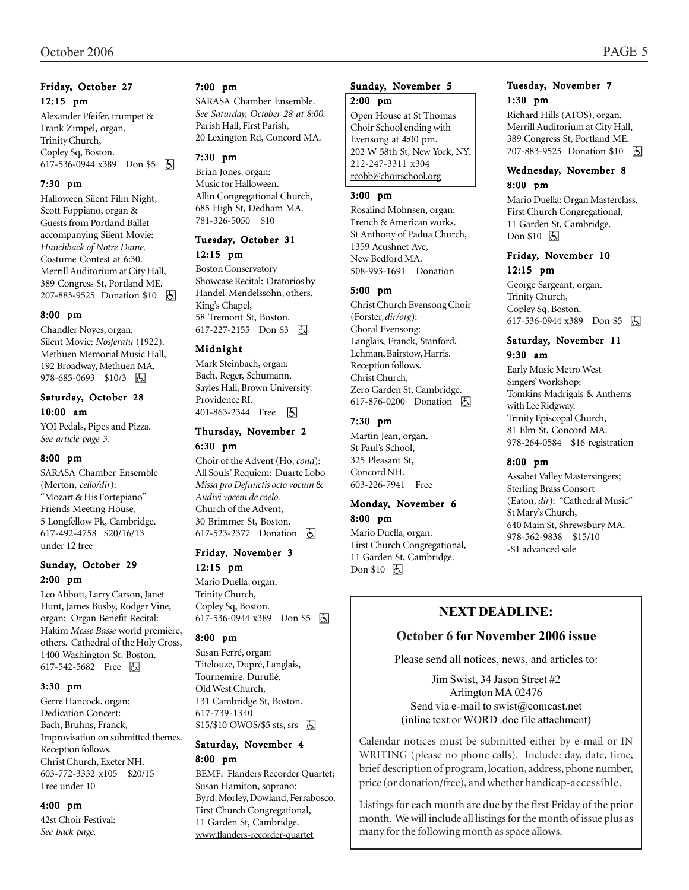### Friday, October 27

**12:15 pm**

Alexander Pfeifer, trumpet & Frank Zimpel, organ. Trinity Church, Copley Sq, Boston. 617-536-0944 x389 Don $5 ♿

**7:30 pm**

Halloween Silent Film Night, Scott Foppiano, organ & Guests from Portland Ballet accompanying Silent Movie: *Hunchback of Notre Dame.* Costume Contest at 6:30. Merrill Auditorium at City Hall, 389 Congress St, Portland ME. 207-883-9525 Donation $10 ♿

**8:00 pm**

Chandler Noyes, organ. Silent Movie: *Nosferatu* (1922). Methuen Memorial Music Hall, 192 Broadway, Methuen MA. 978-685-0693 $10/3 ♿

### Saturday, October 28

**10:00 am**

YOI Pedals, Pipes and Pizza. *See article page 3.*

**8:00 pm**

SARASA Chamber Ensemble (Merton, *cello/dir*): "Mozart & His Fortepiano" Friends Meeting House, 5 Longfellow Pk, Cambridge. 617-492-4758 $20/16/13 under 12 free

### Sunday, October 29

**2:00 pm**

Leo Abbott, Larry Carson, Janet Hunt, James Busby, Rodger Vine, organ: Organ Benefit Recital: Hakim *Messe Basse* world première, others. Cathedral of the Holy Cross, 1400 Washington St, Boston. 617-542-5682 Free ♿

**3:30 pm**

Gerre Hancock, organ: Dedication Concert: Bach, Bruhns, Franck, Improvisation on submitted themes. Reception follows. Christ Church, Exeter NH. 603-772-3332 x105 $20/15 Free under 10

**4:00 pm**

42st Choir Festival: *See back page.*

**7:00 pm**

SARASA Chamber Ensemble. *See Saturday, October 28 at 8:00.* Parish Hall, First Parish, 20 Lexington Rd, Concord MA.

**7:30 pm**

Brian Jones, organ: Music for Halloween. Allin Congregational Church, 685 High St, Dedham MA. 781-326-5050 $10

### Tuesday, October 31

**12:15 pm**

Boston Conservatory Showcase Recital: Oratorios by Handel, Mendelssohn, others. King's Chapel, 58 Tremont St, Boston. 617-227-2155 Don $3 ♿

**Midnight**

Mark Steinbach, organ: Bach, Reger, Schumann. Sayles Hall, Brown University, Providence RI. 401-863-2344 Free ♿

### Thursday, November 2

**6:30 pm**

Choir of the Advent (Ho, *cond*): All Souls' Requiem: Duarte Lobo *Missa pro Defunctis octo vocum* & *Audivi vocem de coelo.* Church of the Advent, 30 Brimmer St, Boston. 617-523-2377 Donation ♿

### Friday, November 3

**12:15 pm**

Mario Duella, organ. Trinity Church, Copley Sq, Boston. 617-536-0944 x389 Don $5 ♿

**8:00 pm**

Susan Ferré, organ: Titelouze, Dupré, Langlais, Tournemire, Duruflé. Old West Church, 131 Cambridge St, Boston. 617-739-1340 $15/$10 OWOS/$5 sts, srs ♿

### Saturday, November 4

**8:00 pm**

BEMF: Flanders Recorder Quartet; Susan Hamiton, soprano: Byrd, Morley, Dowland, Ferrabosco. First Church Congregational, 11 Garden St, Cambridge. www.flanders-recorder-quartet

### Sunday, November 5

**2:00 pm**

Open House at St Thomas Choir School ending with Evensong at 4:00 pm. 202 W 58th St, New York, NY. 212-247-3311 x304 rcobb@choirschool.org

**3:00 pm**

Rosalind Mohnsen, organ: French & American works. St Anthony of Padua Church, 1359 Acushnet Ave, New Bedford MA. 508-993-1691 Donation

**5:00 pm**

Christ Church Evensong Choir (Forster, *dir/org*): Choral Evensong: Langlais, Franck, Stanford, Lehman, Bairstow, Harris. Reception follows. Christ Church, Zero Garden St, Cambridge. 617-876-0200 Donation ♿

**7:30 pm**

Martin Jean, organ. St Paul's School, 325 Pleasant St, Concord NH. 603-226-7941 Free

### Monday, November 6

**8:00 pm**

Mario Duella, organ. First Church Congregational, 11 Garden St, Cambridge. Don $10 ♿

### Tuesday, November 7

**1:30 pm**

Richard Hills (ATOS), organ. Merrill Auditorium at City Hall, 389 Congress St, Portland ME. 207-883-9525 Donation $10 ♿

### Wednesday, November 8

**8:00 pm**

Mario Duella: Organ Masterclass. First Church Congregational, 11 Garden St, Cambridge. Don $10 ♿

### Friday, November 10

**12:15 pm**

George Sargeant, organ. Trinity Church, Copley Sq, Boston. 617-536-0944 x389 Don $5 ♿

### Saturday, November 11

**9:30 am**

Early Music Metro West Singers' Workshop: Tomkins Madrigals & Anthems with Lee Ridgway. Trinity Episcopal Church, 81 Elm St, Concord MA. 978-264-0584 $16 registration

**8:00 pm**

Assabet Valley Mastersingers; Sterling Brass Consort (Eaton, *dir*): "Cathedral Music" St Mary's Church, 640 Main St, Shrewsbury MA. 978-562-9838 $15/10 -$1 advanced sale

## NEXT DEADLINE:

## October 6 for November 2006 issue

Please send all notices, news, and articles to:

Jim Swist, 34 Jason Street #2
Arlington MA 02476
Send via e-mail to swist@comcast.net
(inline text or WORD .doc file attachment)

Calendar notices must be submitted either by e-mail or IN WRITING (please no phone calls). Include: day, date, time, brief description of program, location, address, phone number, price (or donation/free), and whether handicap-accessible.

Listings for each month are due by the first Friday of the prior month. We will include all listings for the month of issue plus as many for the following month as space allows.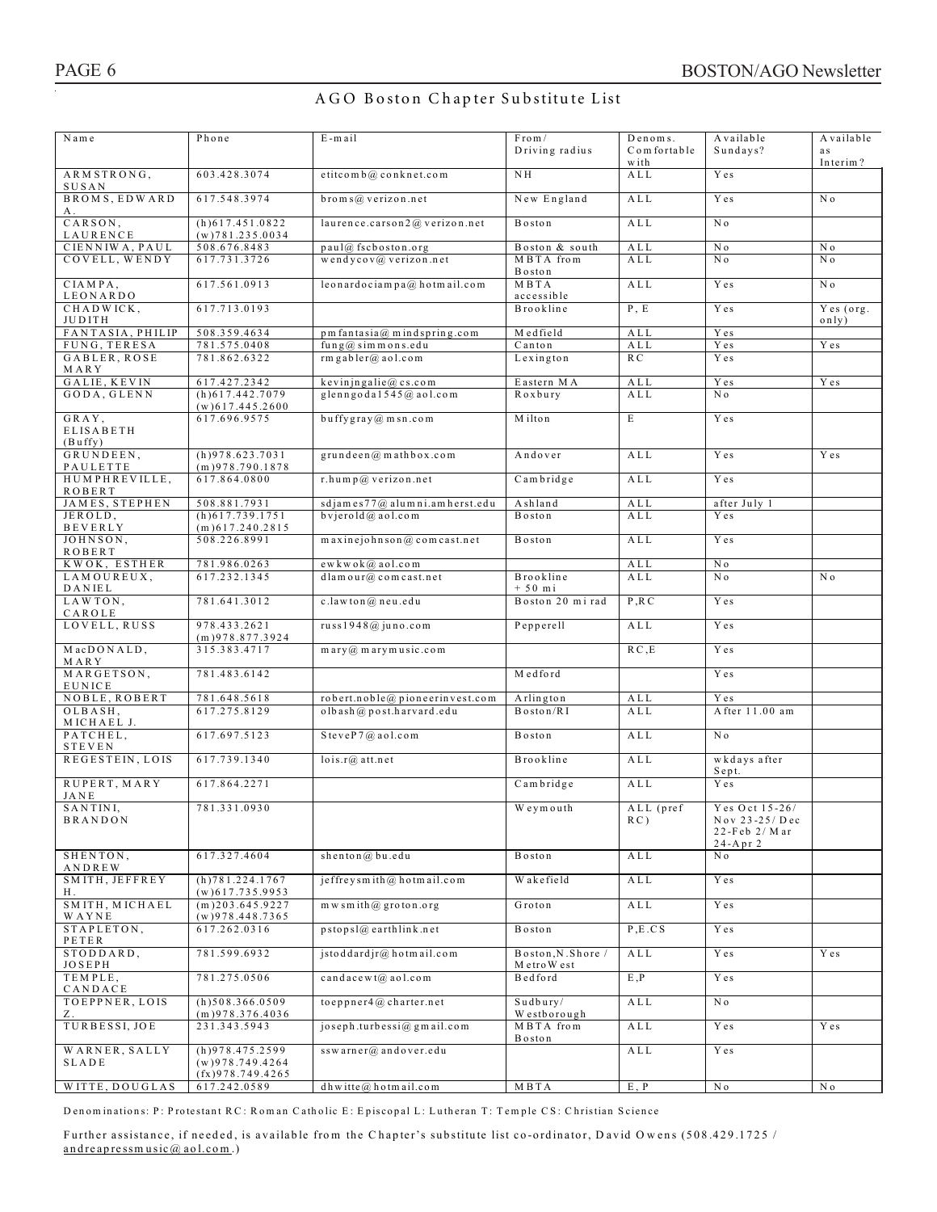# AGO Boston Chapter Substitute List

| Name | Phone | E-mail | From/ Driving radius | Denoms. Comfortable with | Available Sundays? | Available as Interim? |
|---|---|---|---|---|---|---|
| ARMSTRONG, SUSAN | 603.428.3074 | etitcomb@conknet.com | NH | ALL | Yes | |
| BROMS, EDWARD A. | 617.548.3974 | broms@verizon.net | New England | ALL | Yes | No |
| CARSON, LAURENCE | (h)617.451.0822 (w)781.235.0034 | laurence.carson2@verizon.net | Boston | ALL | No | |
| CIENNIWA, PAUL | 508.676.8483 | paul@fscboston.org | Boston & south | ALL | No | No |
| COVELL, WENDY | 617.731.3726 | wendycov@verizon.net | MBTA from Boston | ALL | No | No |
| CIAMPA, LEONARDO | 617.561.0913 | leonardociampa@hotmail.com | MBTA accessible | ALL | Yes | No |
| CHADWICK, JUDITH | 617.713.0193 | | Brookline | P, E | Yes | Yes (org. only) |
| FANTASIA, PHILIP | 508.359.4634 | pmfantasia@mindspring.com | Medfield | ALL | Yes | |
| FUNG, TERESA | 781.575.0408 | fung@simmons.edu | Canton | ALL | Yes | Yes |
| GABLER, ROSE MARY | 781.862.6322 | rmgabler@aol.com | Lexington | RC | Yes | |
| GALIE, KEVIN | 617.427.2342 | kevinjngalie@cs.com | Eastern MA | ALL | Yes | Yes |
| GODA, GLENN | (h)617.442.7079 (w)617.445.2600 | glenngoda1545@aol.com | Roxbury | ALL | No | |
| GRAY, ELISABETH (Buffy) | 617.696.9575 | buffygray@msn.com | Milton | E | Yes | |
| GRUNDEEN, PAULETTE | (h)978.623.7031 (m)978.790.1878 | grundeen@mathbox.com | Andover | ALL | Yes | Yes |
| HUMPHREVILLE, ROBERT | 617.864.0800 | r.hump@verizon.net | Cambridge | ALL | Yes | |
| JAMES, STEPHEN | 508.881.7931 | sdjames77@alumni.amherst.edu | Ashland | ALL | after July 1 | |
| JEROLD, BEVERLY | (h)617.739.1751 (m)617.240.2815 | bvjerold@aol.com | Boston | ALL | Yes | |
| JOHNSON, ROBERT | 508.226.8991 | maxinejohnson@comcast.net | Boston | ALL | Yes | |
| KWOK, ESTHER | 781.986.0263 | ewkwok@aol.com | | ALL | No | |
| LAMOUREUX, DANIEL | 617.232.1345 | dlamour@comcast.net | Brookline + 50 mi | ALL | No | No |
| LAWTON, CAROLE | 781.641.3012 | c.lawton@neu.edu | Boston 20 mi rad | P,RC | Yes | |
| LOVELL, RUSS | 978.433.2621 (m)978.877.3924 | russ1948@juno.com | Pepperell | ALL | Yes | |
| MacDONALD, MARY | 315.383.4717 | mary@marymusic.com | | RC,E | Yes | |
| MARGETSON, EUNICE | 781.483.6142 | | Medford | | Yes | |
| NOBLE, ROBERT | 781.648.5618 | robert.noble@pioneerinvest.com | Arlington | ALL | Yes | |
| OLBASH, MICHAEL J. | 617.275.8129 | olbash@post.harvard.edu | Boston/RI | ALL | After 11.00 am | |
| PATCHEL, STEVEN | 617.697.5123 | SteveP7@aol.com | Boston | ALL | No | |
| REGESTEIN, LOIS | 617.739.1340 | lois.r@att.net | Brookline | ALL | wkdays after Sept. | |
| RUPERT, MARY JANE | 617.864.2271 | | Cambridge | ALL | Yes | |
| SANTINI, BRANDON | 781.331.0930 | | Weymouth | ALL (pref RC) | Yes Oct 15-26/ Nov 23-25/ Dec 22-Feb 2/ Mar 24-Apr 2 | |
| SHENTON, ANDREW | 617.327.4604 | shenton@bu.edu | Boston | ALL | No | |
| SMITH, JEFFREY H. | (h)781.224.1767 (w)617.735.9953 | jeffreysmith@hotmail.com | Wakefield | ALL | Yes | |
| SMITH, MICHAEL WAYNE | (m)203.645.9227 (w)978.448.7365 | mwsmith@groton.org | Groton | ALL | Yes | |
| STAPLETON, PETER | 617.262.0316 | pstopsl@earthlink.net | Boston | P,E.CS | Yes | |
| STODDARD, JOSEPH | 781.599.6932 | jstoddardjr@hotmail.com | Boston,N.Shore / MetroWest | ALL | Yes | Yes |
| TEMPLE, CANDACE | 781.275.0506 | candacewt@aol.com | Bedford | E,P | Yes | |
| TOEPPNER, LOIS Z. | (h)508.366.0509 (m)978.376.4036 | toeppner4@charter.net | Sudbury/ Westborough | ALL | No | |
| TURBESSI, JOE | 231.343.5943 | joseph.turbessi@gmail.com | MBTA from Boston | ALL | Yes | Yes |
| WARNER, SALLY SLADE | (h)978.475.2599 (w)978.749.4264 (fx)978.749.4265 | sswarner@andover.edu | | ALL | Yes | |
| WITTE, DOUGLAS | 617.242.0589 | dhwitte@hotmail.com | MBTA | E, P | No | No |

Denominations: P: Protestant RC: Roman Catholic E: Episcopal L: Lutheran T: Temple CS: Christian Science

Further assistance, if needed, is available from the Chapter's substitute list co-ordinator, David Owens (508.429.1725 / andreapressmusic@aol.com.)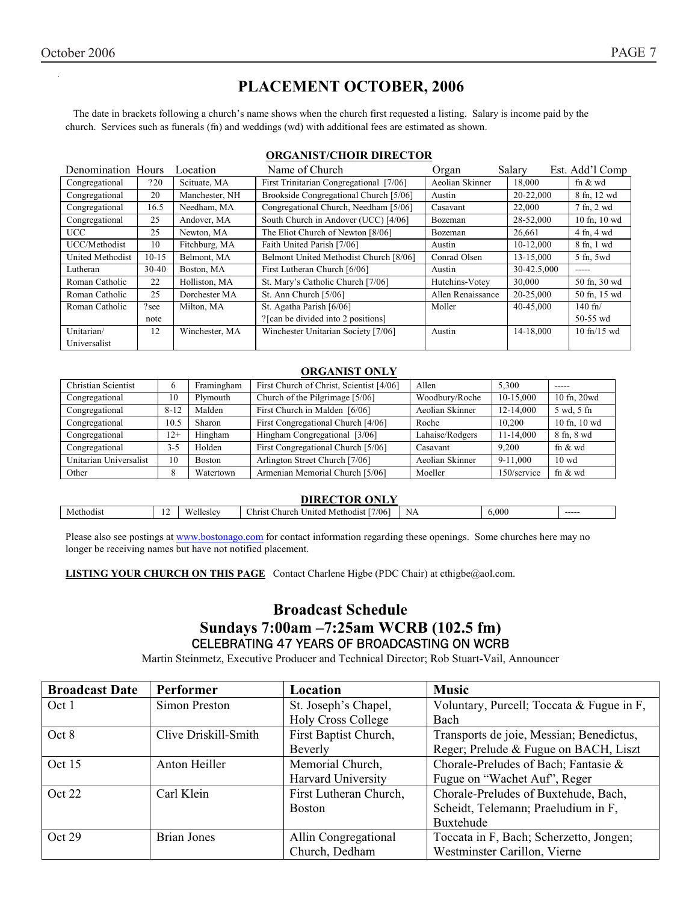# PLACEMENT OCTOBER, 2006

The date in brackets following a church's name shows when the church first requested a listing. Salary is income paid by the church. Services such as funerals (fn) and weddings (wd) with additional fees are estimated as shown.

## ORGANIST/CHOIR DIRECTOR

| Denomination | Hours | Location | Name of Church | Organ | Salary | Est. Add'l Comp |
|---|---|---|---|---|---|---|
| Congregational | ?20 | Scituate, MA | First Trinitarian Congregational [7/06] | Aeolian Skinner | 18,000 | fn & wd |
| Congregational | 20 | Manchester, NH | Brookside Congregational Church [5/06] | Austin | 20-22,000 | 8 fn, 12 wd |
| Congregational | 16.5 | Needham, MA | Congregational Church, Needham [5/06] | Casavant | 22,000 | 7 fn, 2 wd |
| Congregational | 25 | Andover, MA | South Church in Andover (UCC) [4/06] | Bozeman | 28-52,000 | 10 fn, 10 wd |
| UCC | 25 | Newton, MA | The Eliot Church of Newton [8/06] | Bozeman | 26,661 | 4 fn, 4 wd |
| UCC/Methodist | 10 | Fitchburg, MA | Faith United Parish [7/06] | Austin | 10-12,000 | 8 fn, 1 wd |
| United Methodist | 10-15 | Belmont, MA | Belmont United Methodist Church [8/06] | Conrad Olsen | 13-15,000 | 5 fn, 5wd |
| Lutheran | 30-40 | Boston, MA | First Lutheran Church [6/06] | Austin | 30-42.5,000 | ----- |
| Roman Catholic | 22 | Holliston, MA | St. Mary's Catholic Church [7/06] | Hutchins-Votey | 30,000 | 50 fn, 30 wd |
| Roman Catholic | 25 | Dorchester MA | St. Ann Church [5/06] | Allen Renaissance | 20-25,000 | 50 fn, 15 wd |
| Roman Catholic | ?see note | Milton, MA | St. Agatha Parish [6/06] ?[can be divided into 2 positions] | Moller | 40-45,000 | 140 fn/ 50-55 wd |
| Unitarian/ Universalist | 12 | Winchester, MA | Winchester Unitarian Society [7/06] | Austin | 14-18,000 | 10 fn/15 wd |

## ORGANIST ONLY

| Denomination | Hours | Location | Name of Church | Organ | Salary | Est. Add'l Comp |
|---|---|---|---|---|---|---|
| Christian Scientist | 6 | Framingham | First Church of Christ, Scientist [4/06] | Allen | 5,300 | ----- |
| Congregational | 10 | Plymouth | Church of the Pilgrimage [5/06] | Woodbury/Roche | 10-15,000 | 10 fn, 20wd |
| Congregational | 8-12 | Malden | First Church in Malden [6/06] | Aeolian Skinner | 12-14,000 | 5 wd, 5 fn |
| Congregational | 10.5 | Sharon | First Congregational Church [4/06] | Roche | 10,200 | 10 fn, 10 wd |
| Congregational | 12+ | Hingham | Hingham Congregational [3/06] | Lahaise/Rodgers | 11-14,000 | 8 fn, 8 wd |
| Congregational | 3-5 | Holden | First Congregational Church [5/06] | Casavant | 9,200 | fn & wd |
| Unitarian Universalist | 10 | Boston | Arlington Street Church [7/06] | Aeolian Skinner | 9-11,000 | 10 wd |
| Other | 8 | Watertown | Armenian Memorial Church [5/06] | Moeller | 150/service | fn & wd |

## DIRECTOR ONLY

| Denomination | Hours | Location | Name of Church | Organ | Salary | Est. Add'l Comp |
|---|---|---|---|---|---|---|
| Methodist | 12 | Wellesley | Christ Church United Methodist [7/06] | NA | 6,000 | ----- |

Please also see postings at www.bostonago.com for contact information regarding these openings. Some churches here may no longer be receiving names but have not notified placement.

**LISTING YOUR CHURCH ON THIS PAGE** Contact Charlene Higbe (PDC Chair) at cthigbe@aol.com.

# Broadcast Schedule
## Sundays 7:00am –7:25am WCRB (102.5 fm)
### CELEBRATING 47 YEARS OF BROADCASTING ON WCRB

Martin Steinmetz, Executive Producer and Technical Director; Rob Stuart-Vail, Announcer

| Broadcast Date | Performer | Location | Music |
|---|---|---|---|
| Oct 1 | Simon Preston | St. Joseph's Chapel, Holy Cross College | Voluntary, Purcell; Toccata & Fugue in F, Bach |
| Oct 8 | Clive Driskill-Smith | First Baptist Church, Beverly | Transports de joie, Messian; Benedictus, Reger; Prelude & Fugue on BACH, Liszt |
| Oct 15 | Anton Heiller | Memorial Church, Harvard University | Chorale-Preludes of Bach; Fantasie & Fugue on "Wachet Auf", Reger |
| Oct 22 | Carl Klein | First Lutheran Church, Boston | Chorale-Preludes of Buxtehude, Bach, Scheidt, Telemann; Praeludium in F, Buxtehude |
| Oct 29 | Brian Jones | Allin Congregational Church, Dedham | Toccata in F, Bach; Scherzetto, Jongen; Westminster Carillon, Vierne |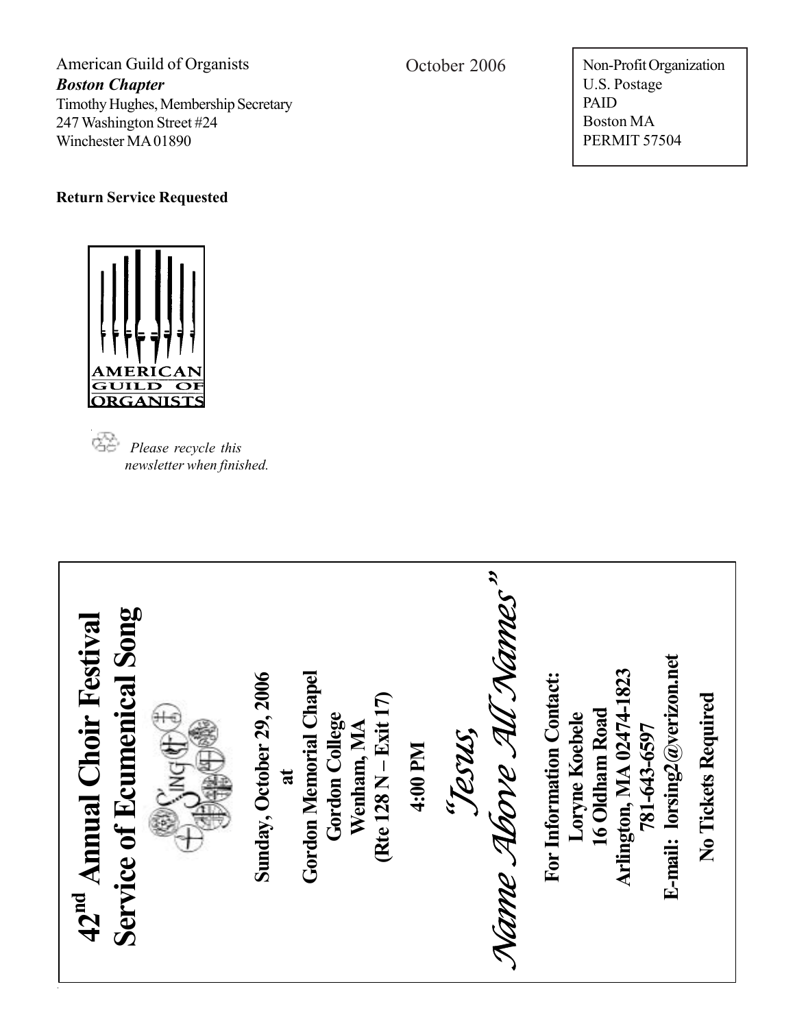American Guild of Organists
***Boston Chapter***
Timothy Hughes, Membership Secretary
247 Washington Street #24
Winchester MA 01890

October 2006

Non-Profit Organization
U.S. Postage
PAID
Boston MA
PERMIT 57504

**Return Service Requested**

AMERICAN GUILD OF ORGANISTS

*Please recycle this newsletter when finished.*

# 42nd Annual Choir Festival Service of Ecumenical Song

**Sunday, October 29, 2006**
**at**
**Gordon Memorial Chapel**
**Gordon College**
**Wenham, MA**
**(Rte 128 N – Exit 17)**

**4:00 PM**

*"Jesus, Name Above All Names"*

**For Information Contact:**
**Loryne Koebele**
**16 Oldham Road**
**Arlington, MA 02474-1823**
**781-643-6597**
**E-mail: lorsing2@verizon.net**

**No Tickets Required**